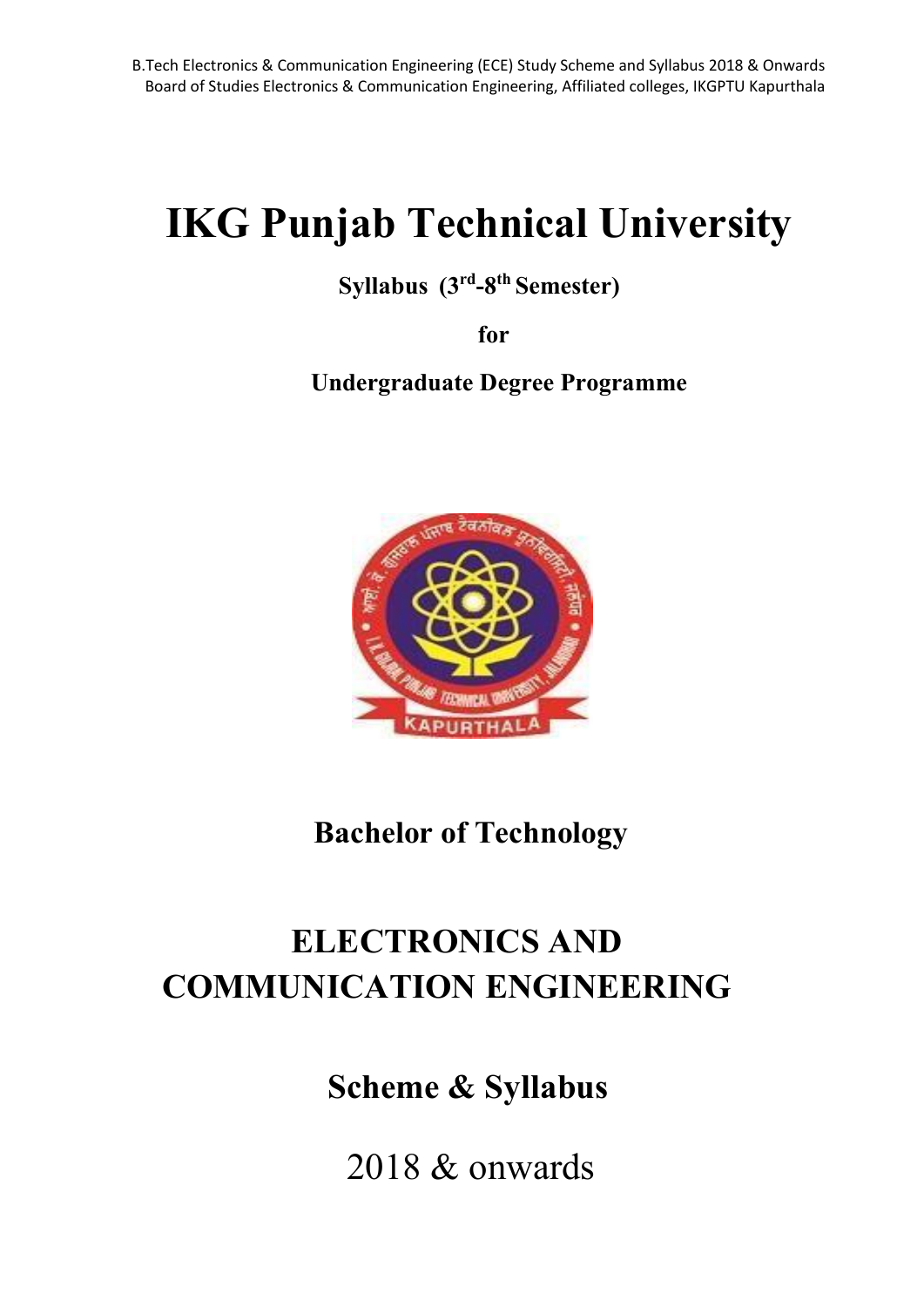# IKG Punjab Technical University

**Syllabus (3rd-8th Semester)**

**for**

**Undergraduate Degree Programme**

## Bachelor of Technology

# ELECTRONICS AND COMMUNICATION ENGINEERING

## Scheme & Syllabus

2018 & onwards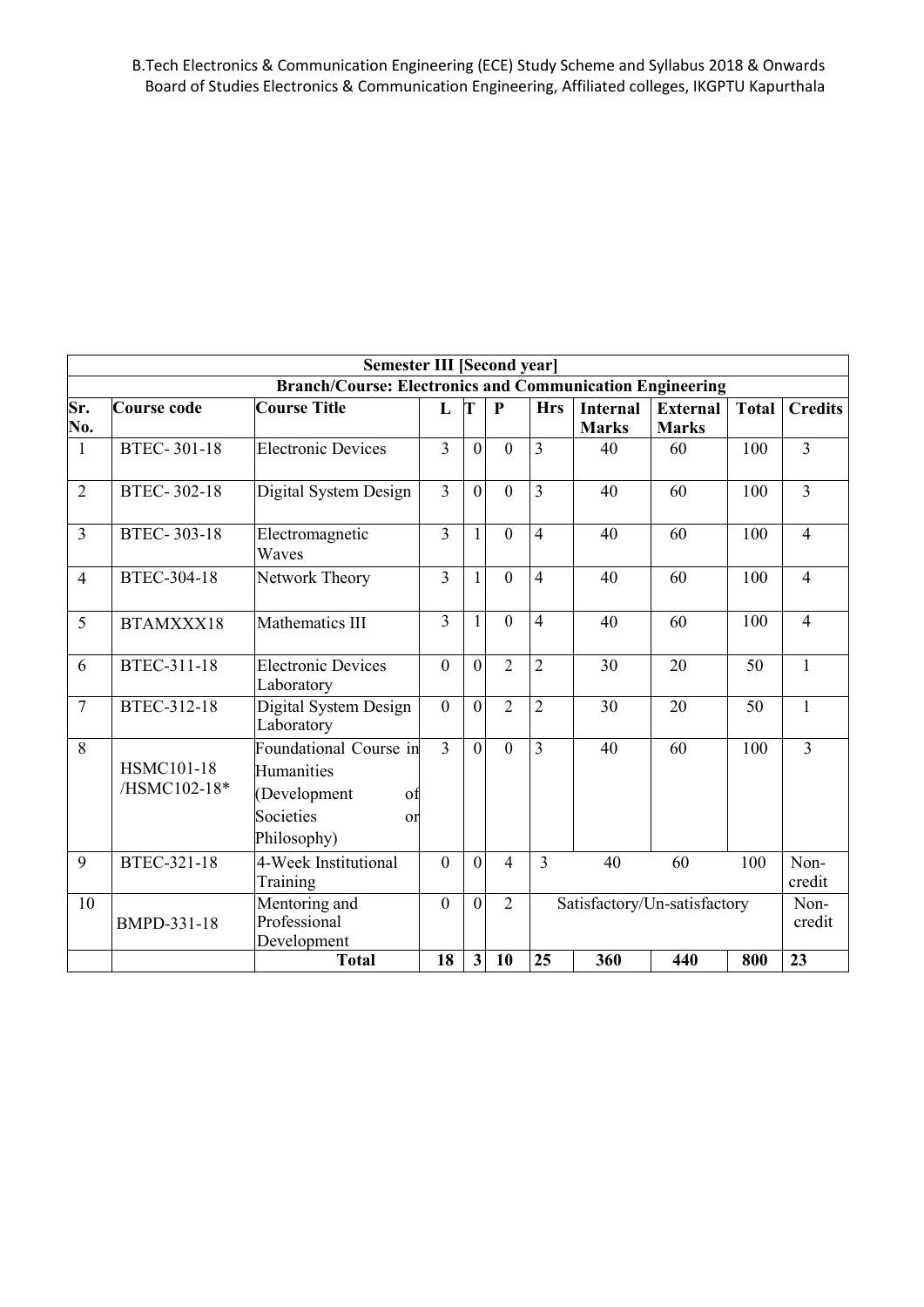| Semester III [Second year] | | | | | | | | | | |
|---|---|---|---|---|---|---|---|---|---|---|
| **Branch/Course: Electronics and Communication Engineering** | | | | | | | | | | |
| **Sr. No.** | **Course code** | **Course Title** | **L** | **T** | **P** | **Hrs** | **Internal Marks** | **External Marks** | **Total** | **Credits** |
| 1 | BTEC- 301-18 | Electronic Devices | 3 | 0 | 0 | 3 | 40 | 60 | 100 | 3 |
| 2 | BTEC- 302-18 | Digital System Design | 3 | 0 | 0 | 3 | 40 | 60 | 100 | 3 |
| 3 | BTEC- 303-18 | Electromagnetic Waves | 3 | 1 | 0 | 4 | 40 | 60 | 100 | 4 |
| 4 | BTEC-304-18 | Network Theory | 3 | 1 | 0 | 4 | 40 | 60 | 100 | 4 |
| 5 | BTAMXXX18 | Mathematics III | 3 | 1 | 0 | 4 | 40 | 60 | 100 | 4 |
| 6 | BTEC-311-18 | Electronic Devices Laboratory | 0 | 0 | 2 | 2 | 30 | 20 | 50 | 1 |
| 7 | BTEC-312-18 | Digital System Design Laboratory | 0 | 0 | 2 | 2 | 30 | 20 | 50 | 1 |
| 8 | HSMC101-18 /HSMC102-18* | Foundational Course in Humanities (Development of Societies or Philosophy) | 3 | 0 | 0 | 3 | 40 | 60 | 100 | 3 |
| 9 | BTEC-321-18 | 4-Week Institutional Training | 0 | 0 | 4 | 3 | 40 | 60 | 100 | Non-credit |
| 10 | BMPD-331-18 | Mentoring and Professional Development | 0 | 0 | 2 | Satisfactory/Un-satisfactory | | | | Non-credit |
| | | **Total** | **18** | **3** | **10** | **25** | **360** | **440** | **800** | **23** |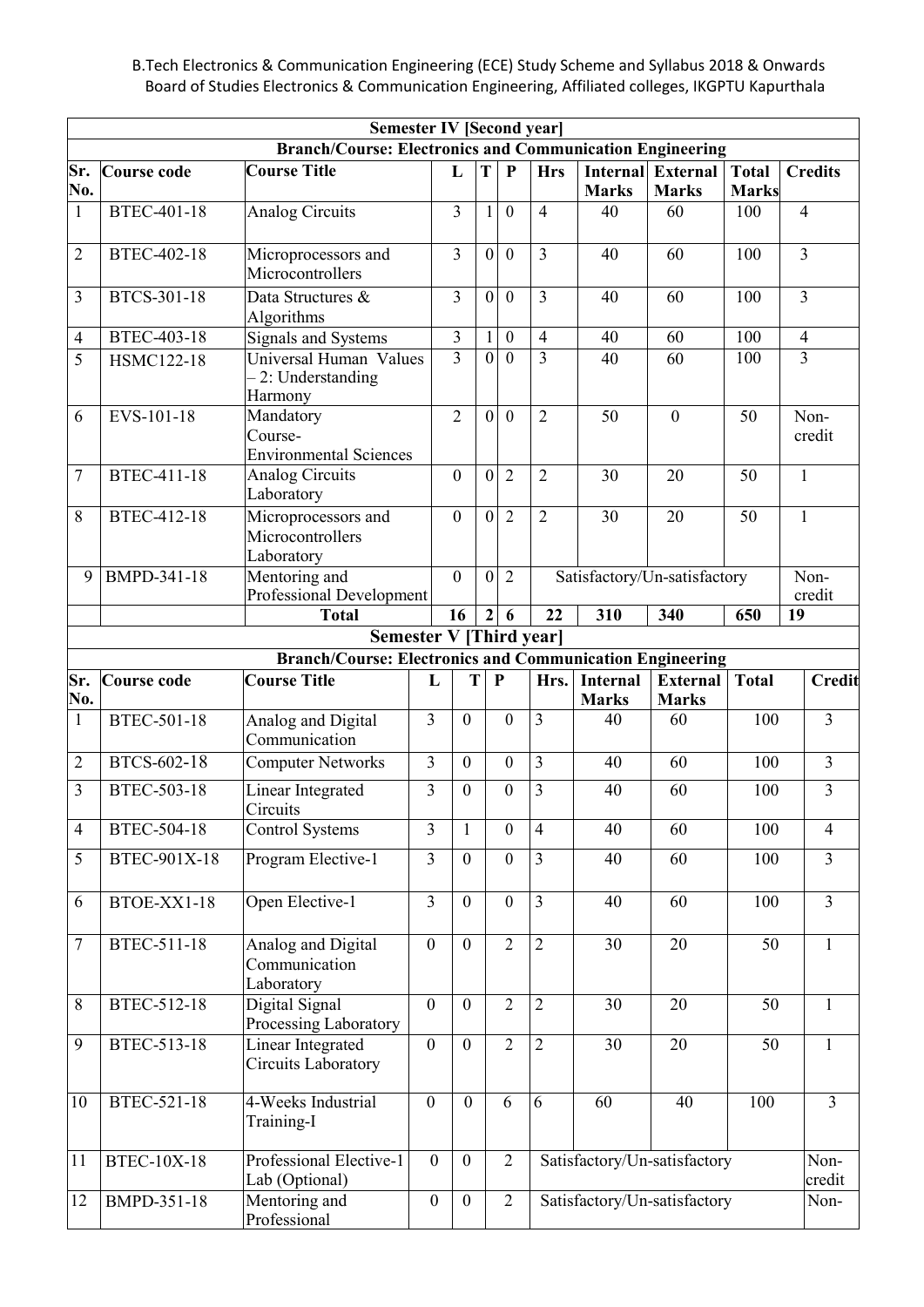| Semester IV [Second year] | | | | | | | | | | |
|---|---|---|---|---|---|---|---|---|---|---|
| **Branch/Course: Electronics and Communication Engineering** | | | | | | | | | | |
| **Sr. No.** | **Course code** | **Course Title** | **L** | **T** | **P** | **Hrs** | **Internal Marks** | **External Marks** | **Total Marks** | **Credits** |
| 1 | BTEC-401-18 | Analog Circuits | 3 | 1 | 0 | 4 | 40 | 60 | 100 | 4 |
| 2 | BTEC-402-18 | Microprocessors and Microcontrollers | 3 | 0 | 0 | 3 | 40 | 60 | 100 | 3 |
| 3 | BTCS-301-18 | Data Structures & Algorithms | 3 | 0 | 0 | 3 | 40 | 60 | 100 | 3 |
| 4 | BTEC-403-18 | Signals and Systems | 3 | 1 | 0 | 4 | 40 | 60 | 100 | 4 |
| 5 | HSMC122-18 | Universal Human Values – 2: Understanding Harmony | 3 | 0 | 0 | 3 | 40 | 60 | 100 | 3 |
| 6 | EVS-101-18 | Mandatory Course- Environmental Sciences | 2 | 0 | 0 | 2 | 50 | 0 | 50 | Non-credit |
| 7 | BTEC-411-18 | Analog Circuits Laboratory | 0 | 0 | 2 | 2 | 30 | 20 | 50 | 1 |
| 8 | BTEC-412-18 | Microprocessors and Microcontrollers Laboratory | 0 | 0 | 2 | 2 | 30 | 20 | 50 | 1 |
| 9 | BMPD-341-18 | Mentoring and Professional Development | 0 | 0 | 2 | Satisfactory/Un-satisfactory | | | | Non-credit |
| | | **Total** | **16** | **2** | **6** | **22** | **310** | **340** | **650** | **19** |

| Semester V [Third year] | | | | | | | | | | |
|---|---|---|---|---|---|---|---|---|---|---|
| **Branch/Course: Electronics and Communication Engineering** | | | | | | | | | | |
| **Sr. No.** | **Course code** | **Course Title** | **L** | **T** | **P** | **Hrs.** | **Internal Marks** | **External Marks** | **Total** | **Credit** |
| 1 | BTEC-501-18 | Analog and Digital Communication | 3 | 0 | 0 | 3 | 40 | 60 | 100 | 3 |
| 2 | BTCS-602-18 | Computer Networks | 3 | 0 | 0 | 3 | 40 | 60 | 100 | 3 |
| 3 | BTEC-503-18 | Linear Integrated Circuits | 3 | 0 | 0 | 3 | 40 | 60 | 100 | 3 |
| 4 | BTEC-504-18 | Control Systems | 3 | 1 | 0 | 4 | 40 | 60 | 100 | 4 |
| 5 | BTEC-901X-18 | Program Elective-1 | 3 | 0 | 0 | 3 | 40 | 60 | 100 | 3 |
| 6 | BTOE-XX1-18 | Open Elective-1 | 3 | 0 | 0 | 3 | 40 | 60 | 100 | 3 |
| 7 | BTEC-511-18 | Analog and Digital Communication Laboratory | 0 | 0 | 2 | 2 | 30 | 20 | 50 | 1 |
| 8 | BTEC-512-18 | Digital Signal Processing Laboratory | 0 | 0 | 2 | 2 | 30 | 20 | 50 | 1 |
| 9 | BTEC-513-18 | Linear Integrated Circuits Laboratory | 0 | 0 | 2 | 2 | 30 | 20 | 50 | 1 |
| 10 | BTEC-521-18 | 4-Weeks Industrial Training-I | 0 | 0 | 6 | 6 | 60 | 40 | 100 | 3 |
| 11 | BTEC-10X-18 | Professional Elective-1 Lab (Optional) | 0 | 0 | 2 | Satisfactory/Un-satisfactory | | | | Non-credit |
| 12 | BMPD-351-18 | Mentoring and Professional | 0 | 0 | 2 | Satisfactory/Un-satisfactory | | | | Non- |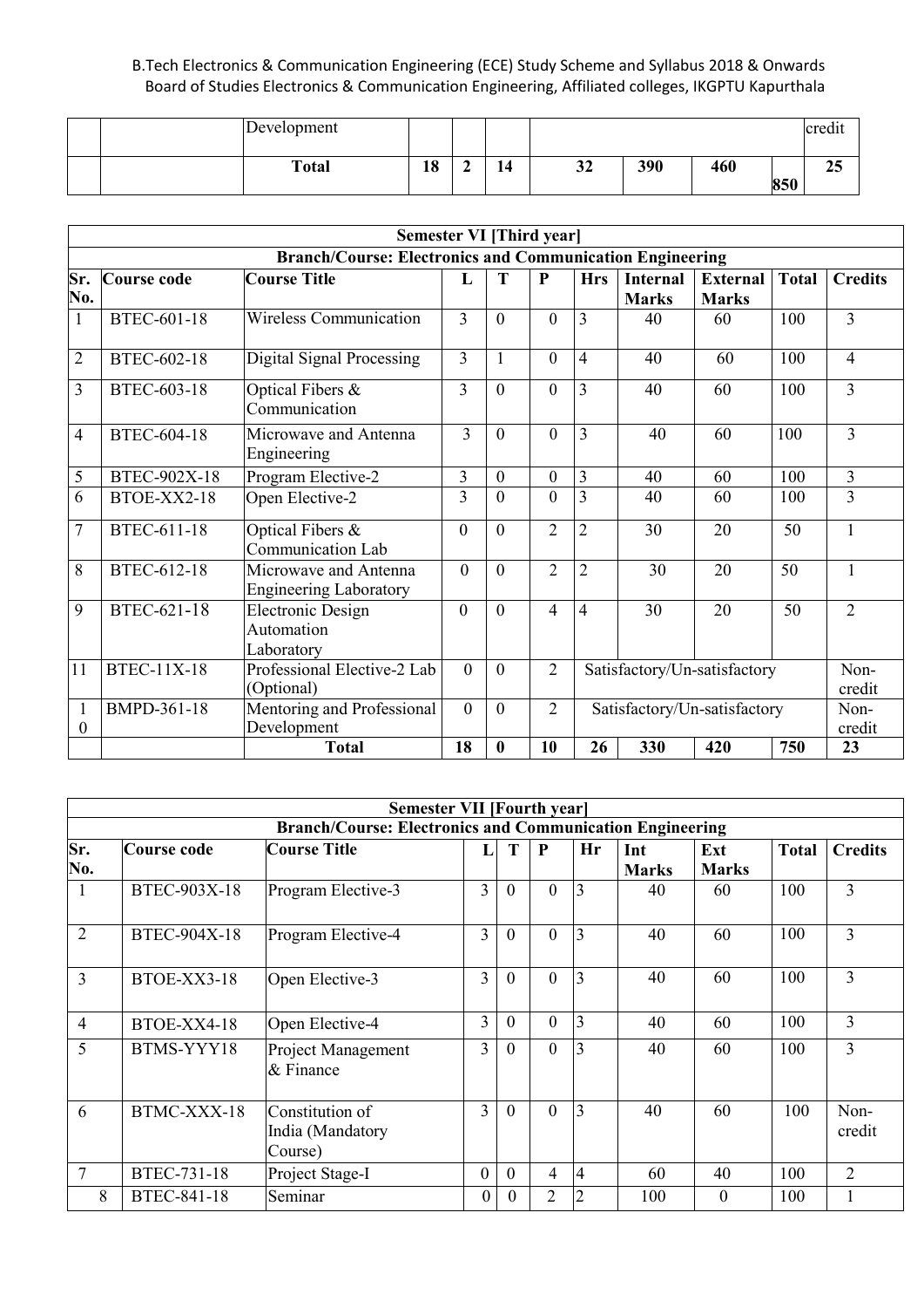| | | Development | | | | | | | | credit |
|---|---|---|---|---|---|---|---|---|---|---|
| | | **Total** | **18** | **2** | **14** | **32** | **390** | **460** | **850** | **25** |

| **Semester VI [Third year]** | | | | | | | | | | |
|---|---|---|---|---|---|---|---|---|---|---|
| **Branch/Course: Electronics and Communication Engineering** | | | | | | | | | | |
| **Sr. No.** | **Course code** | **Course Title** | **L** | **T** | **P** | **Hrs** | **Internal Marks** | **External Marks** | **Total** | **Credits** |
| 1 | BTEC-601-18 | Wireless Communication | 3 | 0 | 0 | 3 | 40 | 60 | 100 | 3 |
| 2 | BTEC-602-18 | Digital Signal Processing | 3 | 1 | 0 | 4 | 40 | 60 | 100 | 4 |
| 3 | BTEC-603-18 | Optical Fibers & Communication | 3 | 0 | 0 | 3 | 40 | 60 | 100 | 3 |
| 4 | BTEC-604-18 | Microwave and Antenna Engineering | 3 | 0 | 0 | 3 | 40 | 60 | 100 | 3 |
| 5 | BTEC-902X-18 | Program Elective-2 | 3 | 0 | 0 | 3 | 40 | 60 | 100 | 3 |
| 6 | BTOE-XX2-18 | Open Elective-2 | 3 | 0 | 0 | 3 | 40 | 60 | 100 | 3 |
| 7 | BTEC-611-18 | Optical Fibers & Communication Lab | 0 | 0 | 2 | 2 | 30 | 20 | 50 | 1 |
| 8 | BTEC-612-18 | Microwave and Antenna Engineering Laboratory | 0 | 0 | 2 | 2 | 30 | 20 | 50 | 1 |
| 9 | BTEC-621-18 | Electronic Design Automation Laboratory | 0 | 0 | 4 | 4 | 30 | 20 | 50 | 2 |
| 11 | BTEC-11X-18 | Professional Elective-2 Lab (Optional) | 0 | 0 | 2 | Satisfactory/Un-satisfactory | | | | Non-credit |
| 10 | BMPD-361-18 | Mentoring and Professional Development | 0 | 0 | 2 | Satisfactory/Un-satisfactory | | | | Non-credit |
| | | **Total** | **18** | **0** | **10** | **26** | **330** | **420** | **750** | **23** |

| **Semester VII [Fourth year]** | | | | | | | | | | |
|---|---|---|---|---|---|---|---|---|---|---|
| **Branch/Course: Electronics and Communication Engineering** | | | | | | | | | | |
| **Sr. No.** | **Course code** | **Course Title** | **L** | **T** | **P** | **Hr** | **Int Marks** | **Ext Marks** | **Total** | **Credits** |
| 1 | BTEC-903X-18 | Program Elective-3 | 3 | 0 | 0 | 3 | 40 | 60 | 100 | 3 |
| 2 | BTEC-904X-18 | Program Elective-4 | 3 | 0 | 0 | 3 | 40 | 60 | 100 | 3 |
| 3 | BTOE-XX3-18 | Open Elective-3 | 3 | 0 | 0 | 3 | 40 | 60 | 100 | 3 |
| 4 | BTOE-XX4-18 | Open Elective-4 | 3 | 0 | 0 | 3 | 40 | 60 | 100 | 3 |
| 5 | BTMS-YYY18 | Project Management & Finance | 3 | 0 | 0 | 3 | 40 | 60 | 100 | 3 |
| 6 | BTMC-XXX-18 | Constitution of India (Mandatory Course) | 3 | 0 | 0 | 3 | 40 | 60 | 100 | Non-credit |
| 7 | BTEC-731-18 | Project Stage-I | 0 | 0 | 4 | 4 | 60 | 40 | 100 | 2 |
| 8 | BTEC-841-18 | Seminar | 0 | 0 | 2 | 2 | 100 | 0 | 100 | 1 |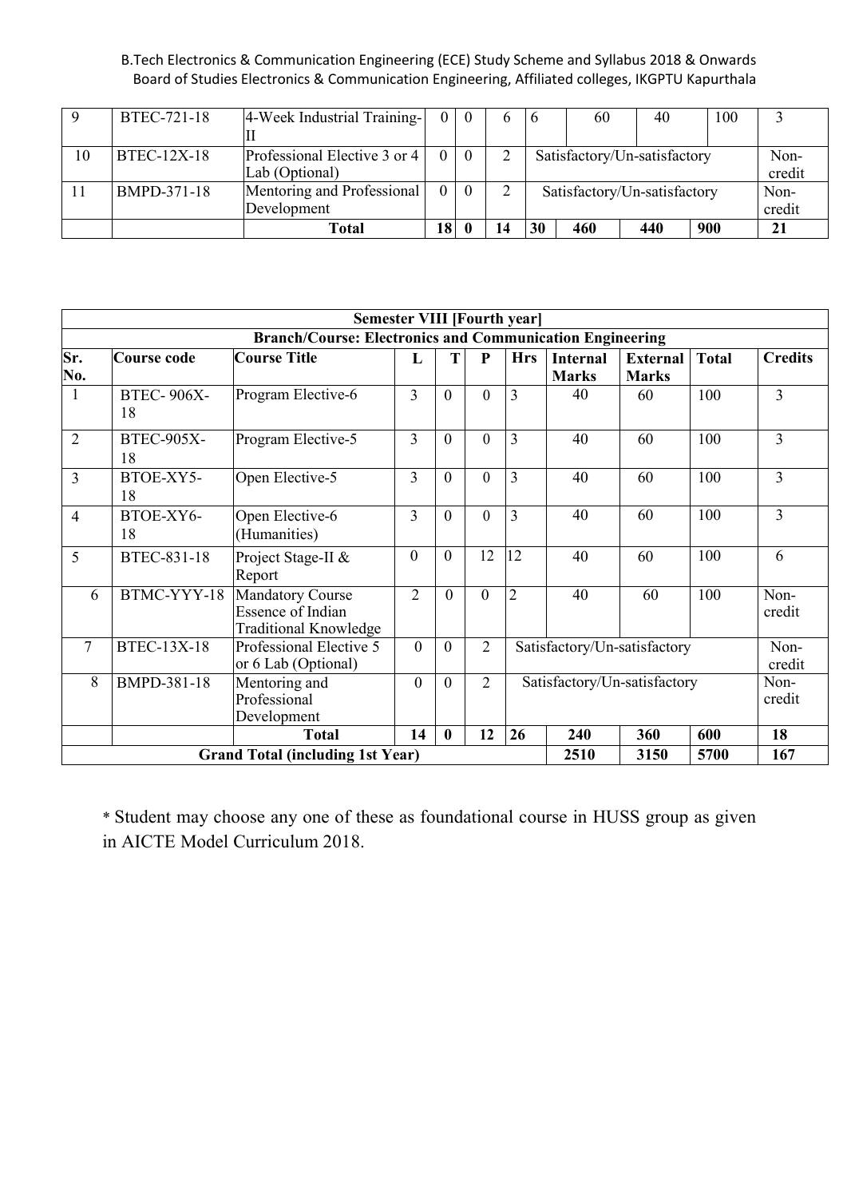| 9 | BTEC-721-18 | 4-Week Industrial Training-II | 0 | 0 | 6 | 6 | 60 | 40 | 100 | 3 |
|---|---|---|---|---|---|---|---|---|---|---|
| 10 | BTEC-12X-18 | Professional Elective 3 or 4 Lab (Optional) | 0 | 0 | 2 | Satisfactory/Un-satisfactory | | | | Non-credit |
| 11 | BMPD-371-18 | Mentoring and Professional Development | 0 | 0 | 2 | Satisfactory/Un-satisfactory | | | | Non-credit |
| | | **Total** | **18** | **0** | **14** | **30** | **460** | **440** | **900** | **21** |

| **Semester VIII [Fourth year]** | | | | | | | | | | |
|---|---|---|---|---|---|---|---|---|---|---|
| **Branch/Course: Electronics and Communication Engineering** | | | | | | | | | | |
| **Sr. No.** | **Course code** | **Course Title** | **L** | **T** | **P** | **Hrs** | **Internal Marks** | **External Marks** | **Total** | **Credits** |
| 1 | BTEC- 906X-18 | Program Elective-6 | 3 | 0 | 0 | 3 | 40 | 60 | 100 | 3 |
| 2 | BTEC-905X-18 | Program Elective-5 | 3 | 0 | 0 | 3 | 40 | 60 | 100 | 3 |
| 3 | BTOE-XY5-18 | Open Elective-5 | 3 | 0 | 0 | 3 | 40 | 60 | 100 | 3 |
| 4 | BTOE-XY6-18 | Open Elective-6 (Humanities) | 3 | 0 | 0 | 3 | 40 | 60 | 100 | 3 |
| 5 | BTEC-831-18 | Project Stage-II & Report | 0 | 0 | 12 | 12 | 40 | 60 | 100 | 6 |
| 6 | BTMC-YYY-18 | Mandatory Course Essence of Indian Traditional Knowledge | 2 | 0 | 0 | 2 | 40 | 60 | 100 | Non-credit |
| 7 | BTEC-13X-18 | Professional Elective 5 or 6 Lab (Optional) | 0 | 0 | 2 | Satisfactory/Un-satisfactory | | | | Non-credit |
| 8 | BMPD-381-18 | Mentoring and Professional Development | 0 | 0 | 2 | Satisfactory/Un-satisfactory | | | | Non-credit |
| | | **Total** | **14** | **0** | **12** | **26** | **240** | **360** | **600** | **18** |
| **Grand Total (including 1st Year)** | | | | | | | **2510** | **3150** | **5700** | **167** |

* Student may choose any one of these as foundational course in HUSS group as given in AICTE Model Curriculum 2018.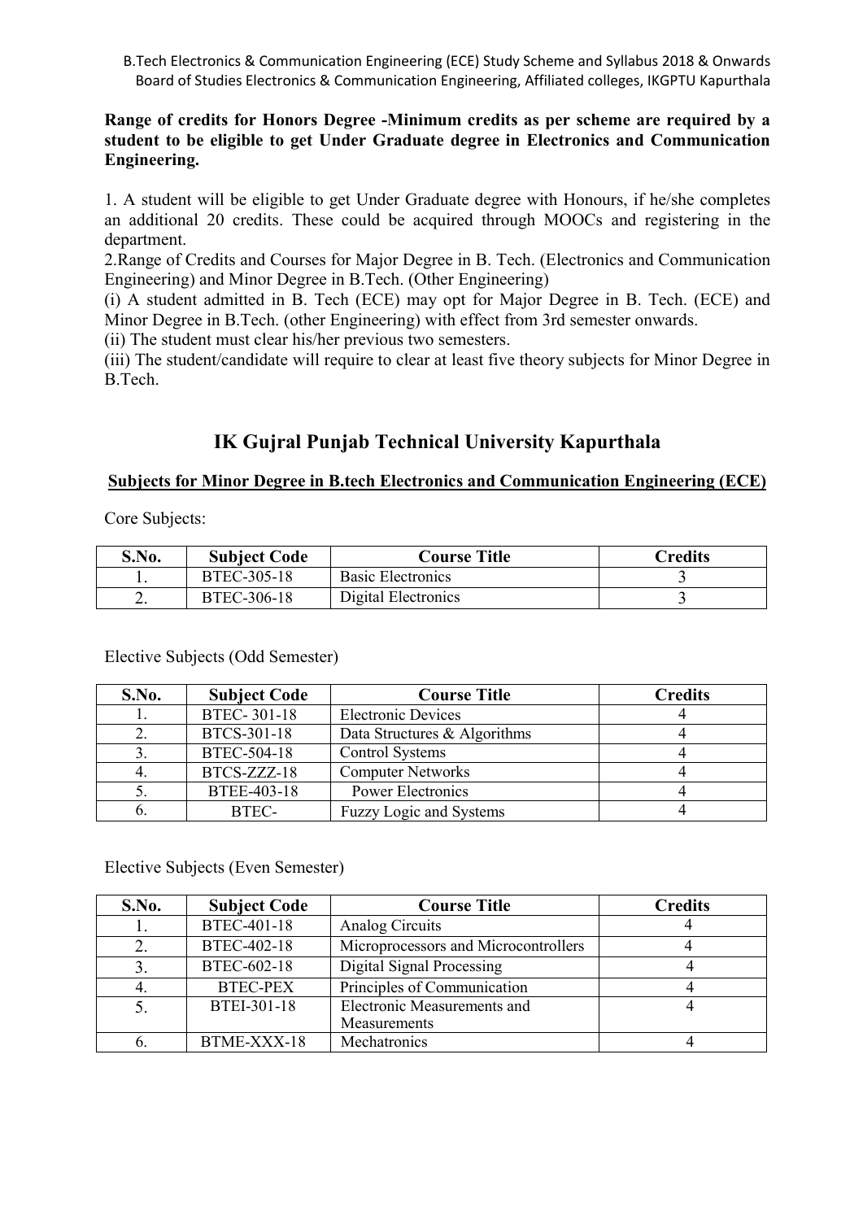**Range of credits for Honors Degree -Minimum credits as per scheme are required by a student to be eligible to get Under Graduate degree in Electronics and Communication Engineering.**

1. A student will be eligible to get Under Graduate degree with Honours, if he/she completes an additional 20 credits. These could be acquired through MOOCs and registering in the department.
2.Range of Credits and Courses for Major Degree in B. Tech. (Electronics and Communication Engineering) and Minor Degree in B.Tech. (Other Engineering)
(i) A student admitted in B. Tech (ECE) may opt for Major Degree in B. Tech. (ECE) and Minor Degree in B.Tech. (other Engineering) with effect from 3rd semester onwards.
(ii) The student must clear his/her previous two semesters.
(iii) The student/candidate will require to clear at least five theory subjects for Minor Degree in B.Tech.

## IK Gujral Punjab Technical University Kapurthala

**Subjects for Minor Degree in B.tech Electronics and Communication Engineering (ECE)**

Core Subjects:

| S.No. | Subject Code | Course Title | Credits |
|---|---|---|---|
| 1. | BTEC-305-18 | Basic Electronics | 3 |
| 2. | BTEC-306-18 | Digital Electronics | 3 |

Elective Subjects (Odd Semester)

| S.No. | Subject Code | Course Title | Credits |
|---|---|---|---|
| 1. | BTEC- 301-18 | Electronic Devices | 4 |
| 2. | BTCS-301-18 | Data Structures & Algorithms | 4 |
| 3. | BTEC-504-18 | Control Systems | 4 |
| 4. | BTCS-ZZZ-18 | Computer Networks | 4 |
| 5. | BTEE-403-18 | Power Electronics | 4 |
| 6. | BTEC- | Fuzzy Logic and Systems | 4 |

Elective Subjects (Even Semester)

| S.No. | Subject Code | Course Title | Credits |
|---|---|---|---|
| 1. | BTEC-401-18 | Analog Circuits | 4 |
| 2. | BTEC-402-18 | Microprocessors and Microcontrollers | 4 |
| 3. | BTEC-602-18 | Digital Signal Processing | 4 |
| 4. | BTEC-PEX | Principles of Communication | 4 |
| 5. | BTEI-301-18 | Electronic Measurements and Measurements | 4 |
| 6. | BTME-XXX-18 | Mechatronics | 4 |